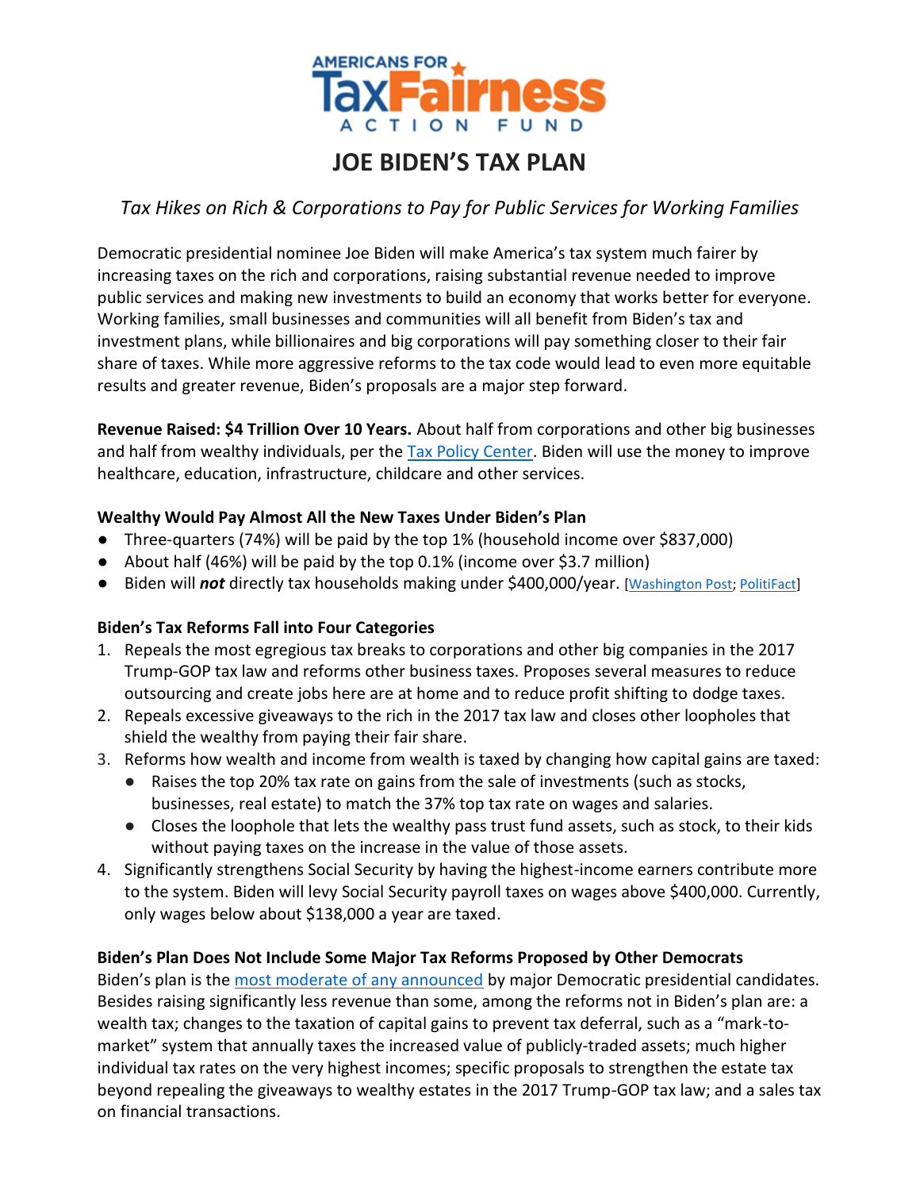AMERICANS FOR TaxFairness ACTION FUND

# JOE BIDEN'S TAX PLAN

*Tax Hikes on Rich & Corporations to Pay for Public Services for Working Families*

Democratic presidential nominee Joe Biden will make America's tax system much fairer by increasing taxes on the rich and corporations, raising substantial revenue needed to improve public services and making new investments to build an economy that works better for everyone. Working families, small businesses and communities will all benefit from Biden's tax and investment plans, while billionaires and big corporations will pay something closer to their fair share of taxes. While more aggressive reforms to the tax code would lead to even more equitable results and greater revenue, Biden's proposals are a major step forward.

**Revenue Raised: $4 Trillion Over 10 Years.** About half from corporations and other big businesses and half from wealthy individuals, per the Tax Policy Center. Biden will use the money to improve healthcare, education, infrastructure, childcare and other services.

**Wealthy Would Pay Almost All the New Taxes Under Biden's Plan**

- Three-quarters (74%) will be paid by the top 1% (household income over $837,000)
- About half (46%) will be paid by the top 0.1% (income over $3.7 million)
- Biden will ***not*** directly tax households making under $400,000/year. [Washington Post; PolitiFact]

**Biden's Tax Reforms Fall into Four Categories**

1. Repeals the most egregious tax breaks to corporations and other big companies in the 2017 Trump-GOP tax law and reforms other business taxes. Proposes several measures to reduce outsourcing and create jobs here are at home and to reduce profit shifting to dodge taxes.
2. Repeals excessive giveaways to the rich in the 2017 tax law and closes other loopholes that shield the wealthy from paying their fair share.
3. Reforms how wealth and income from wealth is taxed by changing how capital gains are taxed:
   - Raises the top 20% tax rate on gains from the sale of investments (such as stocks, businesses, real estate) to match the 37% top tax rate on wages and salaries.
   - Closes the loophole that lets the wealthy pass trust fund assets, such as stock, to their kids without paying taxes on the increase in the value of those assets.
4. Significantly strengthens Social Security by having the highest-income earners contribute more to the system. Biden will levy Social Security payroll taxes on wages above $400,000. Currently, only wages below about $138,000 a year are taxed.

**Biden's Plan Does Not Include Some Major Tax Reforms Proposed by Other Democrats**

Biden's plan is the most moderate of any announced by major Democratic presidential candidates. Besides raising significantly less revenue than some, among the reforms not in Biden's plan are: a wealth tax; changes to the taxation of capital gains to prevent tax deferral, such as a "mark-to-market" system that annually taxes the increased value of publicly-traded assets; much higher individual tax rates on the very highest incomes; specific proposals to strengthen the estate tax beyond repealing the giveaways to wealthy estates in the 2017 Trump-GOP tax law; and a sales tax on financial transactions.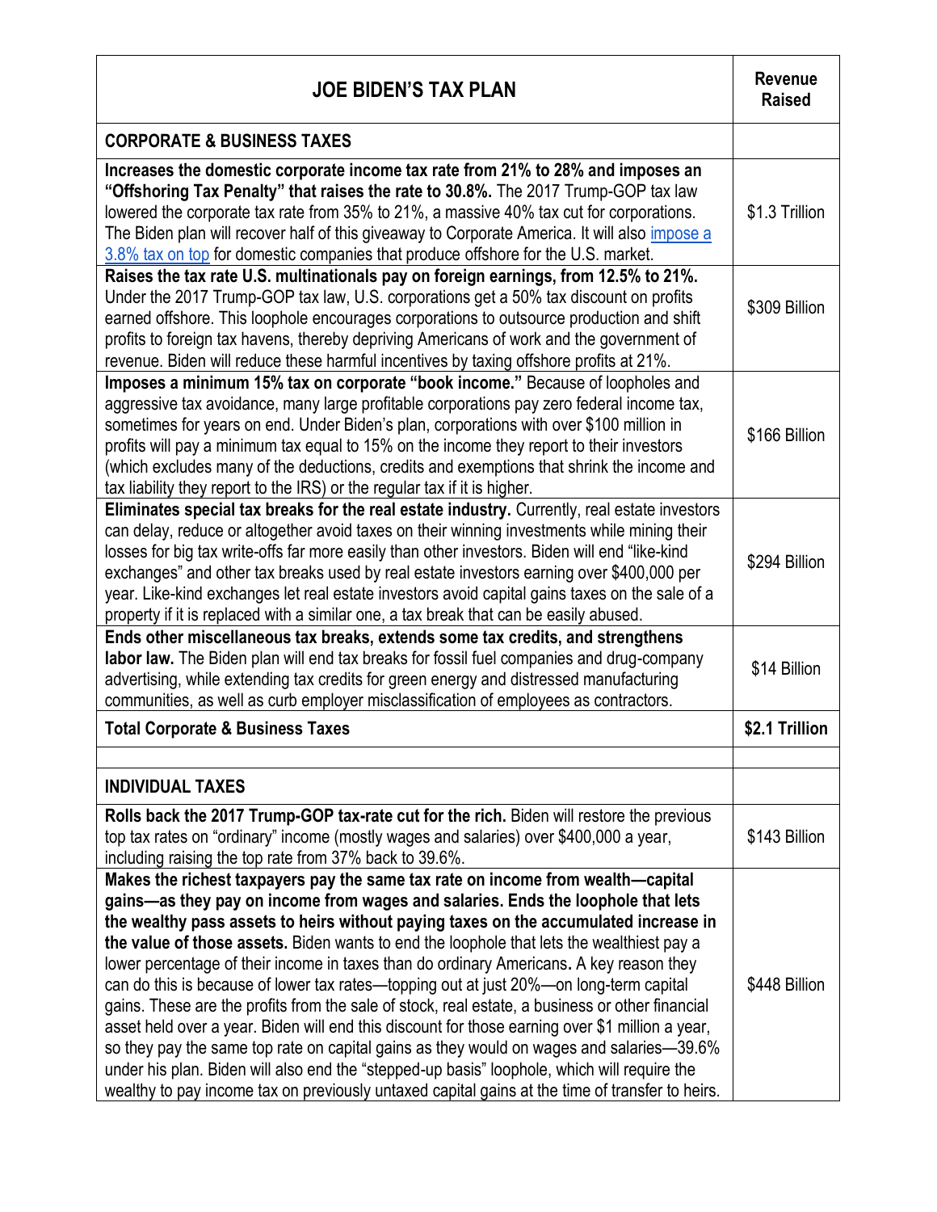| **JOE BIDEN'S TAX PLAN** | **Revenue Raised** |
|---|---|
| **CORPORATE & BUSINESS TAXES** | |
| **Increases the domestic corporate income tax rate from 21% to 28% and imposes an "Offshoring Tax Penalty" that raises the rate to 30.8%.** The 2017 Trump-GOP tax law lowered the corporate tax rate from 35% to 21%, a massive 40% tax cut for corporations. The Biden plan will recover half of this giveaway to Corporate America. It will also impose a 3.8% tax on top for domestic companies that produce offshore for the U.S. market. | $1.3 Trillion |
| **Raises the tax rate U.S. multinationals pay on foreign earnings, from 12.5% to 21%.** Under the 2017 Trump-GOP tax law, U.S. corporations get a 50% tax discount on profits earned offshore. This loophole encourages corporations to outsource production and shift profits to foreign tax havens, thereby depriving Americans of work and the government of revenue. Biden will reduce these harmful incentives by taxing offshore profits at 21%. | $309 Billion |
| **Imposes a minimum 15% tax on corporate "book income."** Because of loopholes and aggressive tax avoidance, many large profitable corporations pay zero federal income tax, sometimes for years on end. Under Biden's plan, corporations with over $100 million in profits will pay a minimum tax equal to 15% on the income they report to their investors (which excludes many of the deductions, credits and exemptions that shrink the income and tax liability they report to the IRS) or the regular tax if it is higher. | $166 Billion |
| **Eliminates special tax breaks for the real estate industry.** Currently, real estate investors can delay, reduce or altogether avoid taxes on their winning investments while mining their losses for big tax write-offs far more easily than other investors. Biden will end "like-kind exchanges" and other tax breaks used by real estate investors earning over $400,000 per year. Like-kind exchanges let real estate investors avoid capital gains taxes on the sale of a property if it is replaced with a similar one, a tax break that can be easily abused. | $294 Billion |
| **Ends other miscellaneous tax breaks, extends some tax credits, and strengthens labor law.** The Biden plan will end tax breaks for fossil fuel companies and drug-company advertising, while extending tax credits for green energy and distressed manufacturing communities, as well as curb employer misclassification of employees as contractors. | $14 Billion |
| **Total Corporate & Business Taxes** | **$2.1 Trillion** |
| | |
| **INDIVIDUAL TAXES** | |
| **Rolls back the 2017 Trump-GOP tax-rate cut for the rich.** Biden will restore the previous top tax rates on "ordinary" income (mostly wages and salaries) over $400,000 a year, including raising the top rate from 37% back to 39.6%. | $143 Billion |
| **Makes the richest taxpayers pay the same tax rate on income from wealth—capital gains—as they pay on income from wages and salaries. Ends the loophole that lets the wealthy pass assets to heirs without paying taxes on the accumulated increase in the value of those assets.** Biden wants to end the loophole that lets the wealthiest pay a lower percentage of their income in taxes than do ordinary Americans**.** A key reason they can do this is because of lower tax rates—topping out at just 20%—on long-term capital gains. These are the profits from the sale of stock, real estate, a business or other financial asset held over a year. Biden will end this discount for those earning over $1 million a year, so they pay the same top rate on capital gains as they would on wages and salaries—39.6% under his plan. Biden will also end the "stepped-up basis" loophole, which will require the wealthy to pay income tax on previously untaxed capital gains at the time of transfer to heirs. | $448 Billion |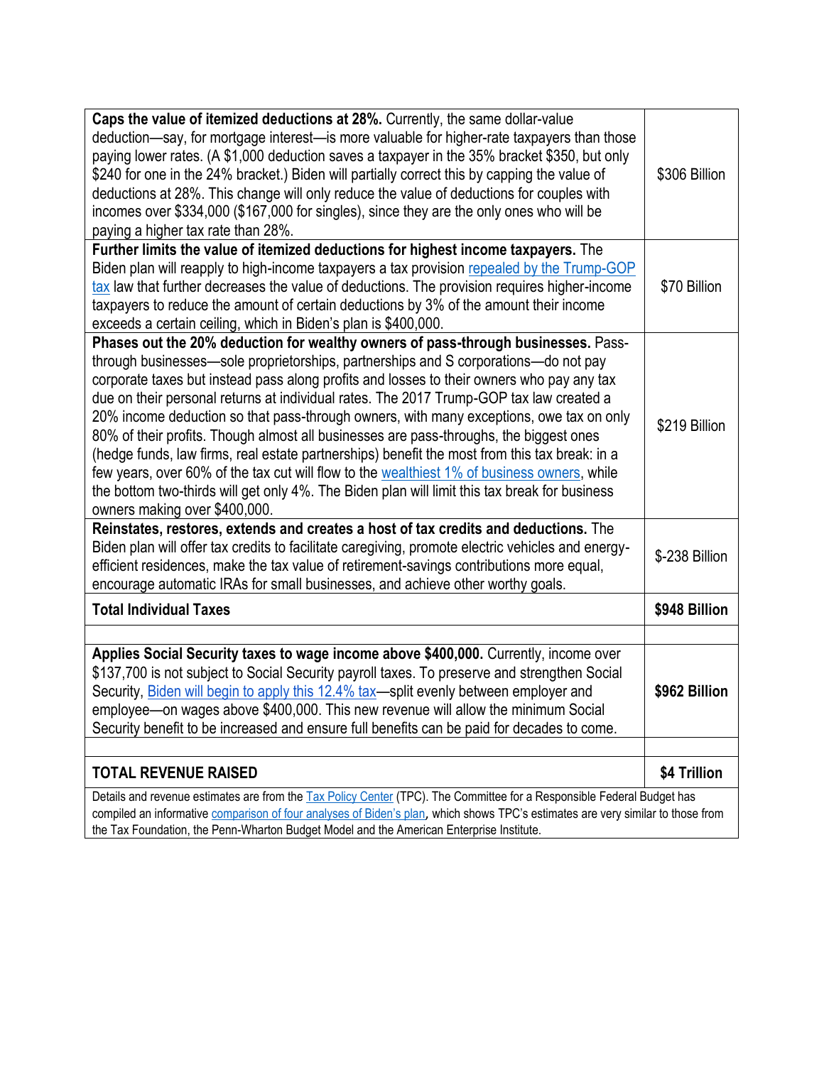| | |
|---|---|
| **Caps the value of itemized deductions at 28%.** Currently, the same dollar-value deduction—say, for mortgage interest—is more valuable for higher-rate taxpayers than those paying lower rates. (A $1,000 deduction saves a taxpayer in the 35% bracket $350, but only $240 for one in the 24% bracket.) Biden will partially correct this by capping the value of deductions at 28%. This change will only reduce the value of deductions for couples with incomes over $334,000 ($167,000 for singles), since they are the only ones who will be paying a higher tax rate than 28%. | $306 Billion |
| **Further limits the value of itemized deductions for highest income taxpayers.** The Biden plan will reapply to high-income taxpayers a tax provision repealed by the Trump-GOP tax law that further decreases the value of deductions. The provision requires higher-income taxpayers to reduce the amount of certain deductions by 3% of the amount their income exceeds a certain ceiling, which in Biden's plan is $400,000. | $70 Billion |
| **Phases out the 20% deduction for wealthy owners of pass-through businesses.** Pass-through businesses—sole proprietorships, partnerships and S corporations—do not pay corporate taxes but instead pass along profits and losses to their owners who pay any tax due on their personal returns at individual rates. The 2017 Trump-GOP tax law created a 20% income deduction so that pass-through owners, with many exceptions, owe tax on only 80% of their profits. Though almost all businesses are pass-throughs, the biggest ones (hedge funds, law firms, real estate partnerships) benefit the most from this tax break: in a few years, over 60% of the tax cut will flow to the wealthiest 1% of business owners, while the bottom two-thirds will get only 4%. The Biden plan will limit this tax break for business owners making over $400,000. | $219 Billion |
| **Reinstates, restores, extends and creates a host of tax credits and deductions.** The Biden plan will offer tax credits to facilitate caregiving, promote electric vehicles and energy-efficient residences, make the tax value of retirement-savings contributions more equal, encourage automatic IRAs for small businesses, and achieve other worthy goals. | $-238 Billion |
| **Total Individual Taxes** | **$948 Billion** |
| | |
| **Applies Social Security taxes to wage income above $400,000.** Currently, income over $137,700 is not subject to Social Security payroll taxes. To preserve and strengthen Social Security, Biden will begin to apply this 12.4% tax—split evenly between employer and employee—on wages above $400,000. This new revenue will allow the minimum Social Security benefit to be increased and ensure full benefits can be paid for decades to come. | **$962 Billion** |
| | |
| **TOTAL REVENUE RAISED** | **$4 Trillion** |

Details and revenue estimates are from the Tax Policy Center (TPC). The Committee for a Responsible Federal Budget has compiled an informative comparison of four analyses of Biden's plan, which shows TPC's estimates are very similar to those from the Tax Foundation, the Penn-Wharton Budget Model and the American Enterprise Institute.